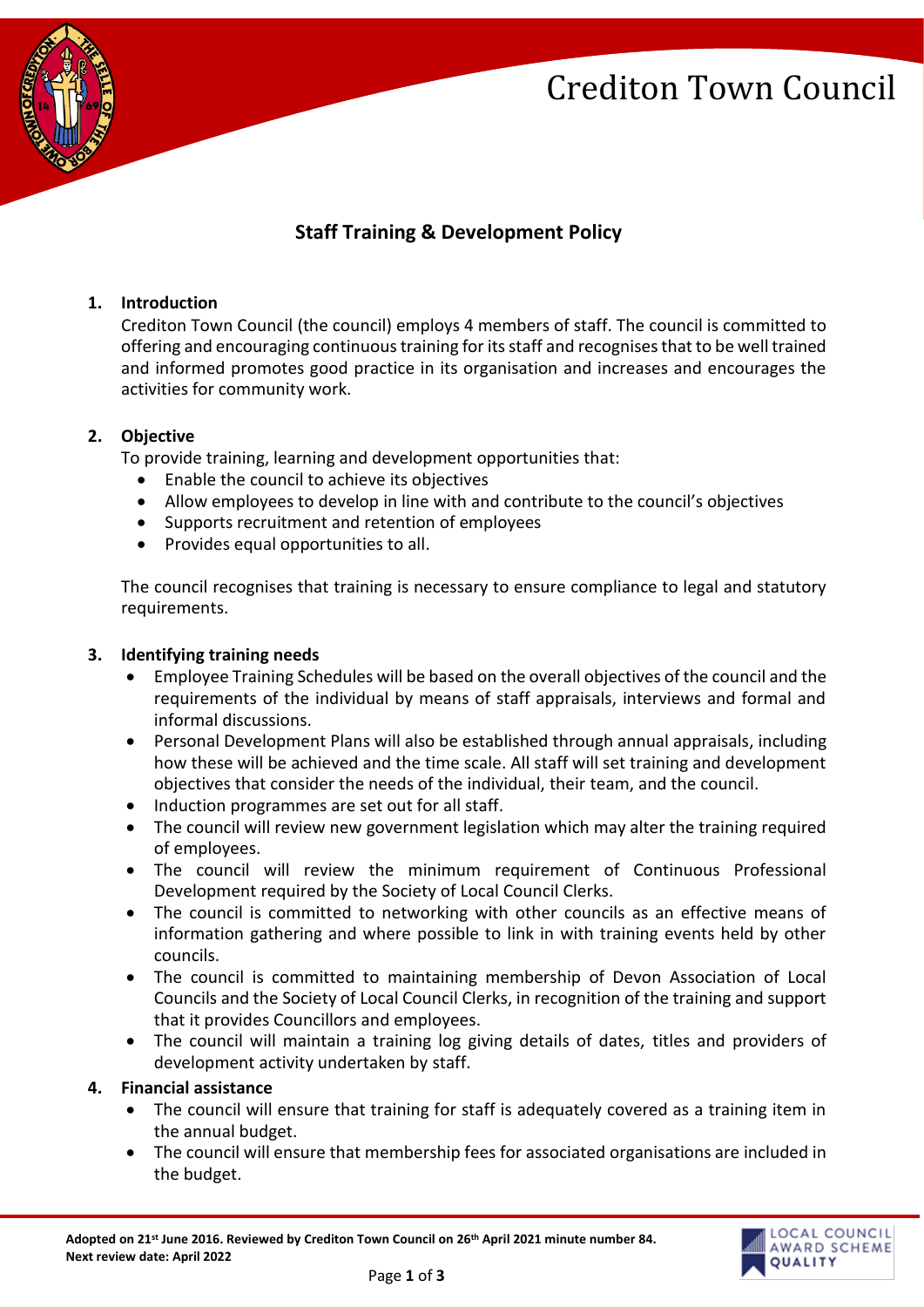Crediton Town Council

# Staff Training & Development Policy

## 1. Introduction

Crediton Town Council (the council) employs 4 members of staff. The council is committed to offering and encouraging continuous training for its staff and recognises that to be well trained and informed promotes good practice in its organisation and increases and encourages the activities for community work.

## 2. Objective

To provide training, learning and development opportunities that:

- Enable the council to achieve its objectives
- Allow employees to develop in line with and contribute to the council's objectives
- Supports recruitment and retention of employees
- Provides equal opportunities to all.

The council recognises that training is necessary to ensure compliance to legal and statutory requirements.

## 3. Identifying training needs

- Employee Training Schedules will be based on the overall objectives of the council and the requirements of the individual by means of staff appraisals, interviews and formal and informal discussions.
- Personal Development Plans will also be established through annual appraisals, including how these will be achieved and the time scale. All staff will set training and development objectives that consider the needs of the individual, their team, and the council.
- Induction programmes are set out for all staff.
- The council will review new government legislation which may alter the training required of employees.
- The council will review the minimum requirement of Continuous Professional Development required by the Society of Local Council Clerks.
- The council is committed to networking with other councils as an effective means of information gathering and where possible to link in with training events held by other councils.
- The council is committed to maintaining membership of Devon Association of Local Councils and the Society of Local Council Clerks, in recognition of the training and support that it provides Councillors and employees.
- The council will maintain a training log giving details of dates, titles and providers of development activity undertaken by staff.

## 4. Financial assistance

- The council will ensure that training for staff is adequately covered as a training item in the annual budget.
- The council will ensure that membership fees for associated organisations are included in the budget.

**Adopted on 21st June 2016. Reviewed by Crediton Town Council on 26th April 2021 minute number 84.**
**Next review date: April 2022**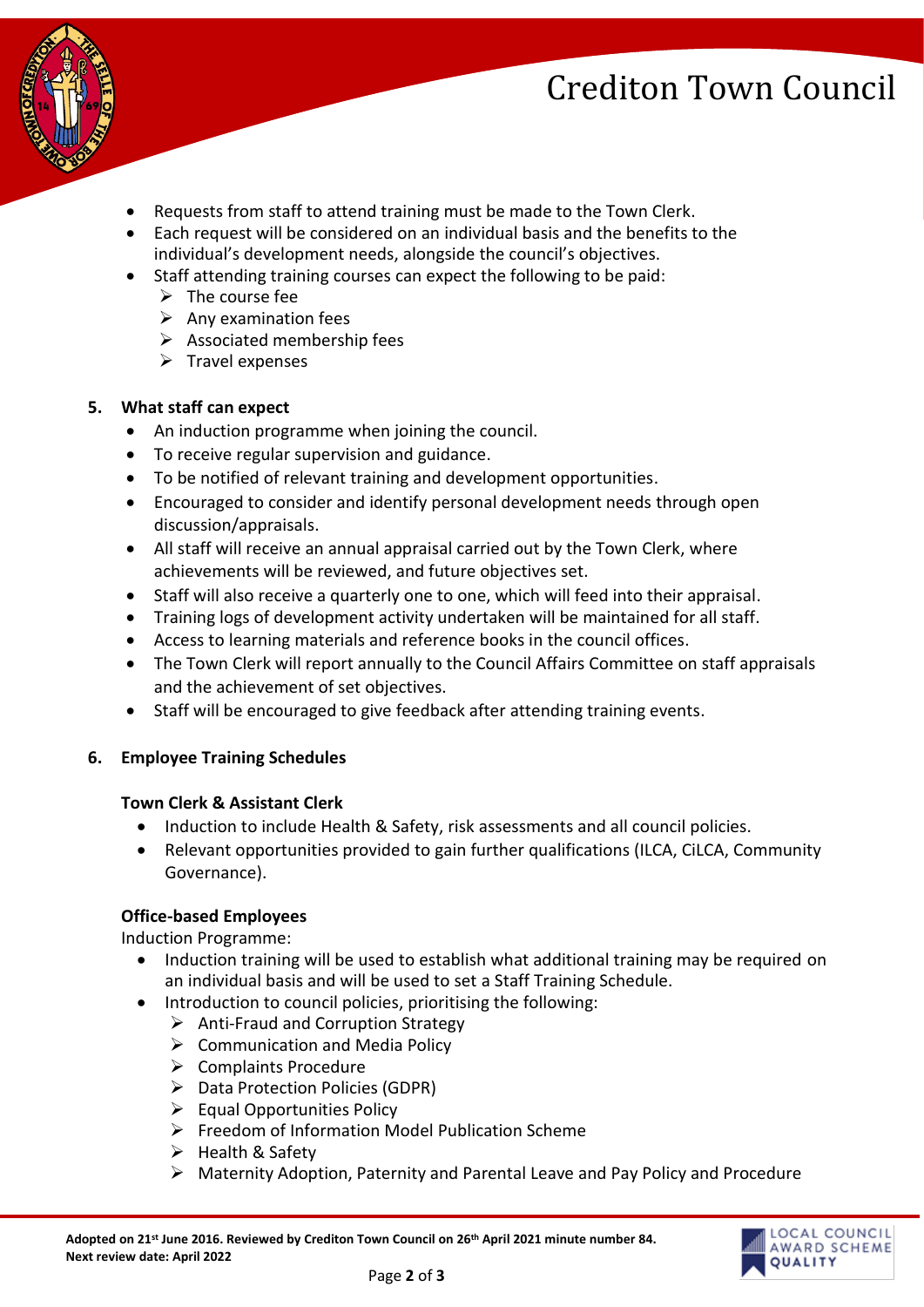- Requests from staff to attend training must be made to the Town Clerk.
- Each request will be considered on an individual basis and the benefits to the individual's development needs, alongside the council's objectives.
- Staff attending training courses can expect the following to be paid:
  - The course fee
  - Any examination fees
  - Associated membership fees
  - Travel expenses

## 5. What staff can expect

- An induction programme when joining the council.
- To receive regular supervision and guidance.
- To be notified of relevant training and development opportunities.
- Encouraged to consider and identify personal development needs through open discussion/appraisals.
- All staff will receive an annual appraisal carried out by the Town Clerk, where achievements will be reviewed, and future objectives set.
- Staff will also receive a quarterly one to one, which will feed into their appraisal.
- Training logs of development activity undertaken will be maintained for all staff.
- Access to learning materials and reference books in the council offices.
- The Town Clerk will report annually to the Council Affairs Committee on staff appraisals and the achievement of set objectives.
- Staff will be encouraged to give feedback after attending training events.

## 6. Employee Training Schedules

### Town Clerk & Assistant Clerk

- Induction to include Health & Safety, risk assessments and all council policies.
- Relevant opportunities provided to gain further qualifications (ILCA, CiLCA, Community Governance).

### Office-based Employees

Induction Programme:

- Induction training will be used to establish what additional training may be required on an individual basis and will be used to set a Staff Training Schedule.
- Introduction to council policies, prioritising the following:
  - Anti-Fraud and Corruption Strategy
  - Communication and Media Policy
  - Complaints Procedure
  - Data Protection Policies (GDPR)
  - Equal Opportunities Policy
  - Freedom of Information Model Publication Scheme
  - Health & Safety
  - Maternity Adoption, Paternity and Parental Leave and Pay Policy and Procedure

**Adopted on 21st June 2016. Reviewed by Crediton Town Council on 26th April 2021 minute number 84.**
**Next review date: April 2022**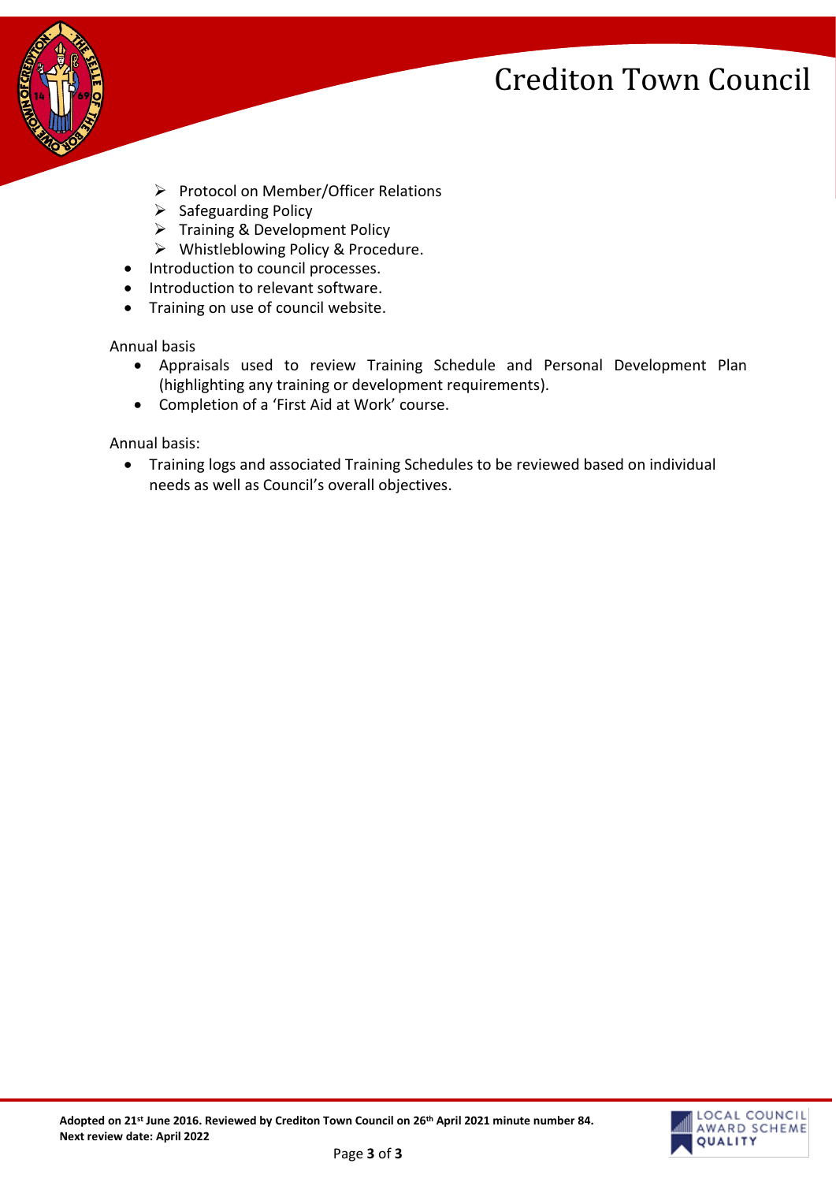- Protocol on Member/Officer Relations
   - Safeguarding Policy
   - Training & Development Policy
   - Whistleblowing Policy & Procedure.
- Introduction to council processes.
- Introduction to relevant software.
- Training on use of council website.

Annual basis

- Appraisals used to review Training Schedule and Personal Development Plan (highlighting any training or development requirements).
- Completion of a 'First Aid at Work' course.

Annual basis:

- Training logs and associated Training Schedules to be reviewed based on individual needs as well as Council's overall objectives.

**Adopted on 21st June 2016. Reviewed by Crediton Town Council on 26th April 2021 minute number 84.**
**Next review date: April 2022**